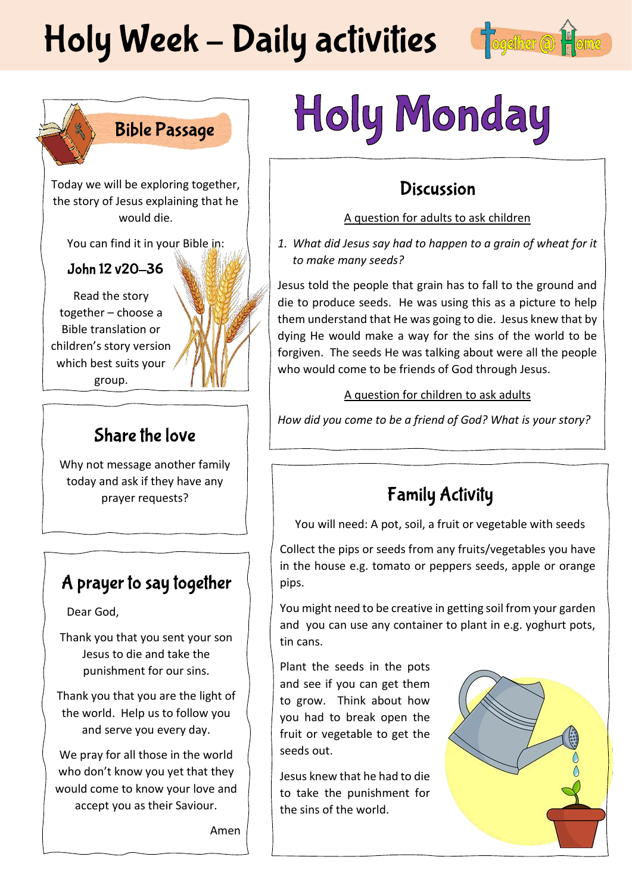# Holy Week – Daily activities

Together @ Home

# Holy Monday

## Bible Passage

Today we will be exploring together, the story of Jesus explaining that he would die.

You can find it in your Bible in:

**John 12 v20–36**

Read the story together – choose a Bible translation or children's story version which best suits your group.

## Share the love

Why not message another family today and ask if they have any prayer requests?

## A prayer to say together

Dear God,

Thank you that you sent your son Jesus to die and take the punishment for our sins.

Thank you that you are the light of the world. Help us to follow you and serve you every day.

We pray for all those in the world who don't know you yet that they would come to know your love and accept you as their Saviour.

Amen

## Discussion

A question for adults to ask children

1. *What did Jesus say had to happen to a grain of wheat for it to make many seeds?*

Jesus told the people that grain has to fall to the ground and die to produce seeds. He was using this as a picture to help them understand that He was going to die. Jesus knew that by dying He would make a way for the sins of the world to be forgiven. The seeds He was talking about were all the people who would come to be friends of God through Jesus.

A question for children to ask adults

*How did you come to be a friend of God? What is your story?*

## Family Activity

You will need: A pot, soil, a fruit or vegetable with seeds

Collect the pips or seeds from any fruits/vegetables you have in the house e.g. tomato or peppers seeds, apple or orange pips.

You might need to be creative in getting soil from your garden and you can use any container to plant in e.g. yoghurt pots, tin cans.

Plant the seeds in the pots and see if you can get them to grow. Think about how you had to break open the fruit or vegetable to get the seeds out.

Jesus knew that he had to die to take the punishment for the sins of the world.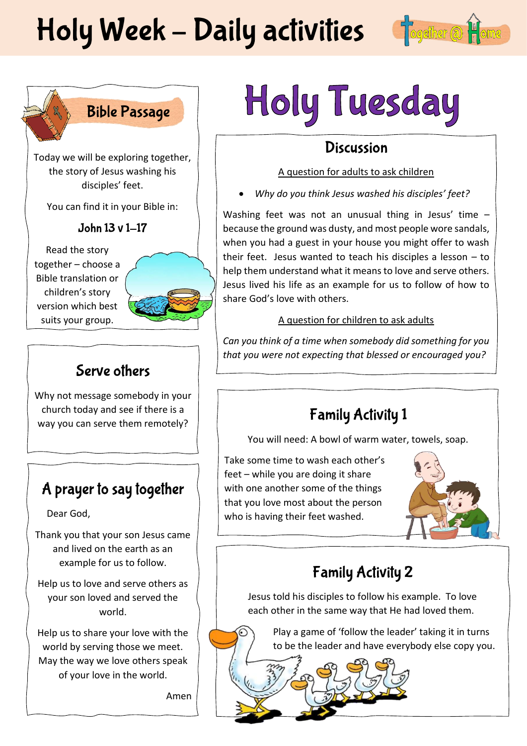# Holy Week – Daily activities

# Holy Tuesday

## Bible Passage

Today we will be exploring together, the story of Jesus washing his disciples' feet.

You can find it in your Bible in:

**John 13 v 1–17**

Read the story together – choose a Bible translation or children's story version which best suits your group.

## Serve others

Why not message somebody in your church today and see if there is a way you can serve them remotely?

## A prayer to say together

Dear God,

Thank you that your son Jesus came and lived on the earth as an example for us to follow.

Help us to love and serve others as your son loved and served the world.

Help us to share your love with the world by serving those we meet. May the way we love others speak of your love in the world.

Amen

## Discussion

A question for adults to ask children

- *Why do you think Jesus washed his disciples' feet?*

Washing feet was not an unusual thing in Jesus' time – because the ground was dusty, and most people wore sandals, when you had a guest in your house you might offer to wash their feet. Jesus wanted to teach his disciples a lesson – to help them understand what it means to love and serve others. Jesus lived his life as an example for us to follow of how to share God's love with others.

A question for children to ask adults

*Can you think of a time when somebody did something for you that you were not expecting that blessed or encouraged you?*

## Family Activity 1

You will need: A bowl of warm water, towels, soap.

Take some time to wash each other's feet – while you are doing it share with one another some of the things that you love most about the person who is having their feet washed.

## Family Activity 2

Jesus told his disciples to follow his example. To love each other in the same way that He had loved them.

Play a game of 'follow the leader' taking it in turns to be the leader and have everybody else copy you.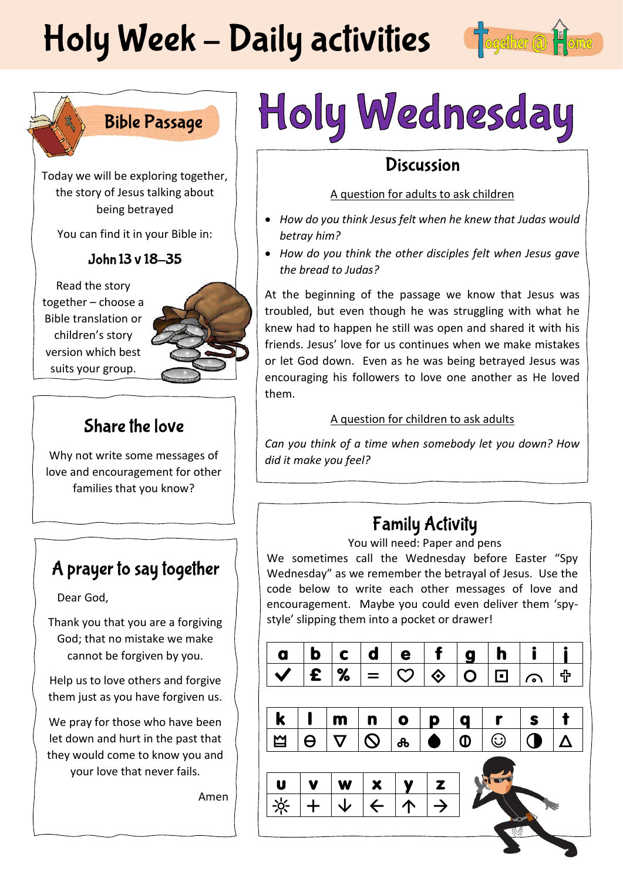# Holy Week – Daily activities

Together @ Home

## Bible Passage

Today we will be exploring together, the story of Jesus talking about being betrayed

You can find it in your Bible in:

**John 13 v 18–35**

Read the story together – choose a Bible translation or children's story version which best suits your group.

## Share the love

Why not write some messages of love and encouragement for other families that you know?

## A prayer to say together

Dear God,

Thank you that you are a forgiving God; that no mistake we make cannot be forgiven by you.

Help us to love others and forgive them just as you have forgiven us.

We pray for those who have been let down and hurt in the past that they would come to know you and your love that never fails.

Amen

# Holy Wednesday

## Discussion

A question for adults to ask children

- *How do you think Jesus felt when he knew that Judas would betray him?*
- *How do you think the other disciples felt when Jesus gave the bread to Judas?*

At the beginning of the passage we know that Jesus was troubled, but even though he was struggling with what he knew had to happen he still was open and shared it with his friends. Jesus' love for us continues when we make mistakes or let God down. Even as he was being betrayed Jesus was encouraging his followers to love one another as He loved them.

A question for children to ask adults

*Can you think of a time when somebody let you down? How did it make you feel?*

## Family Activity

You will need: Paper and pens

We sometimes call the Wednesday before Easter "Spy Wednesday" as we remember the betrayal of Jesus. Use the code below to write each other messages of love and encouragement. Maybe you could even deliver them 'spy-style' slipping them into a pocket or drawer!

| a | b | c | d | e | f | g | h | i | j |
|---|---|---|---|---|---|---|---|---|---|
| ✓ | £ | % | = | ♡ | ◈ | ○ | ⊡ | ◠ | ♱ |

| k | l | m | n | o | p | q | r | s | t |
|---|---|---|---|---|---|---|---|---|---|
| ♕ | ⊖ | ▽ | ⃠ | ஃ | ● | ◐ | ☺ | ◑ | △ |

| u | v | w | x | y | z |
|---|---|---|---|---|---|
| ☼ | + | ↓ | ← | ↑ | → |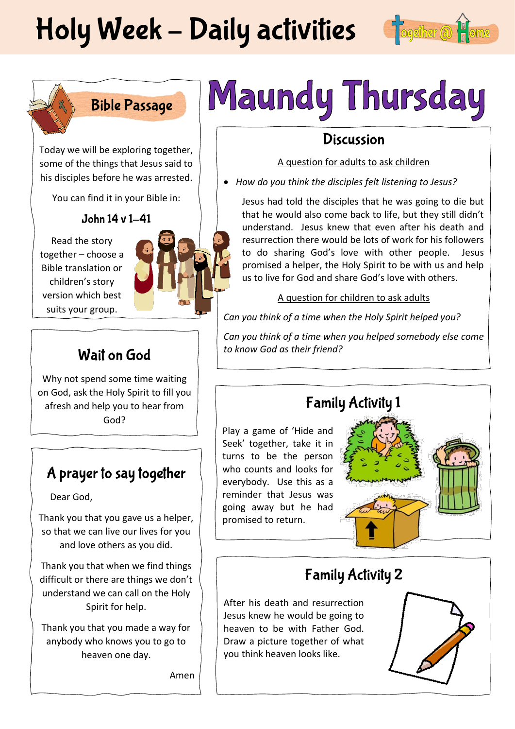# Holy Week – Daily activities

# Maundy Thursday

## Bible Passage

Today we will be exploring together, some of the things that Jesus said to his disciples before he was arrested.

You can find it in your Bible in:

**John 14 v 1–41**

Read the story together – choose a Bible translation or children's story version which best suits your group.

## Discussion

<u>A question for adults to ask children</u>

- *How do you think the disciples felt listening to Jesus?*

Jesus had told the disciples that he was going to die but that he would also come back to life, but they still didn't understand. Jesus knew that even after his death and resurrection there would be lots of work for his followers to do sharing God's love with other people. Jesus promised a helper, the Holy Spirit to be with us and help us to live for God and share God's love with others.

<u>A question for children to ask adults</u>

*Can you think of a time when the Holy Spirit helped you?*

*Can you think of a time when you helped somebody else come to know God as their friend?*

## Wait on God

Why not spend some time waiting on God, ask the Holy Spirit to fill you afresh and help you to hear from God?

## A prayer to say together

Dear God,

Thank you that you gave us a helper, so that we can live our lives for you and love others as you did.

Thank you that when we find things difficult or there are things we don't understand we can call on the Holy Spirit for help.

Thank you that you made a way for anybody who knows you to go to heaven one day.

Amen

## Family Activity 1

Play a game of 'Hide and Seek' together, take it in turns to be the person who counts and looks for everybody. Use this as a reminder that Jesus was going away but he had promised to return.

## Family Activity 2

After his death and resurrection Jesus knew he would be going to heaven to be with Father God. Draw a picture together of what you think heaven looks like.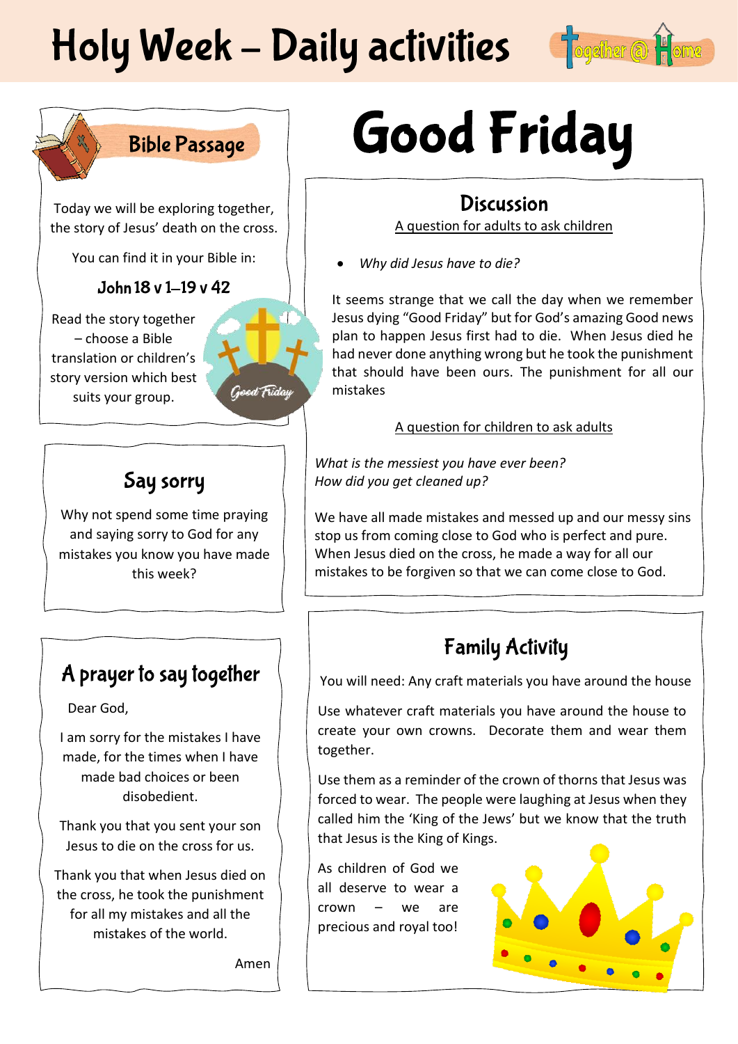# Holy Week – Daily activities

# Good Friday

## Bible Passage

Today we will be exploring together, the story of Jesus' death on the cross.

You can find it in your Bible in:

**John 18 v 1–19 v 42**

Read the story together – choose a Bible translation or children's story version which best suits your group.

## Discussion

A question for adults to ask children

- *Why did Jesus have to die?*

It seems strange that we call the day when we remember Jesus dying "Good Friday" but for God's amazing Good news plan to happen Jesus first had to die. When Jesus died he had never done anything wrong but he took the punishment that should have been ours. The punishment for all our mistakes

A question for children to ask adults

*What is the messiest you have ever been?*
*How did you get cleaned up?*

We have all made mistakes and messed up and our messy sins stop us from coming close to God who is perfect and pure. When Jesus died on the cross, he made a way for all our mistakes to be forgiven so that we can come close to God.

## Say sorry

Why not spend some time praying and saying sorry to God for any mistakes you know you have made this week?

## A prayer to say together

Dear God,

I am sorry for the mistakes I have made, for the times when I have made bad choices or been disobedient.

Thank you that you sent your son Jesus to die on the cross for us.

Thank you that when Jesus died on the cross, he took the punishment for all my mistakes and all the mistakes of the world.

Amen

## Family Activity

You will need: Any craft materials you have around the house

Use whatever craft materials you have around the house to create your own crowns. Decorate them and wear them together.

Use them as a reminder of the crown of thorns that Jesus was forced to wear. The people were laughing at Jesus when they called him the 'King of the Jews' but we know that the truth that Jesus is the King of Kings.

As children of God we all deserve to wear a crown – we are precious and royal too!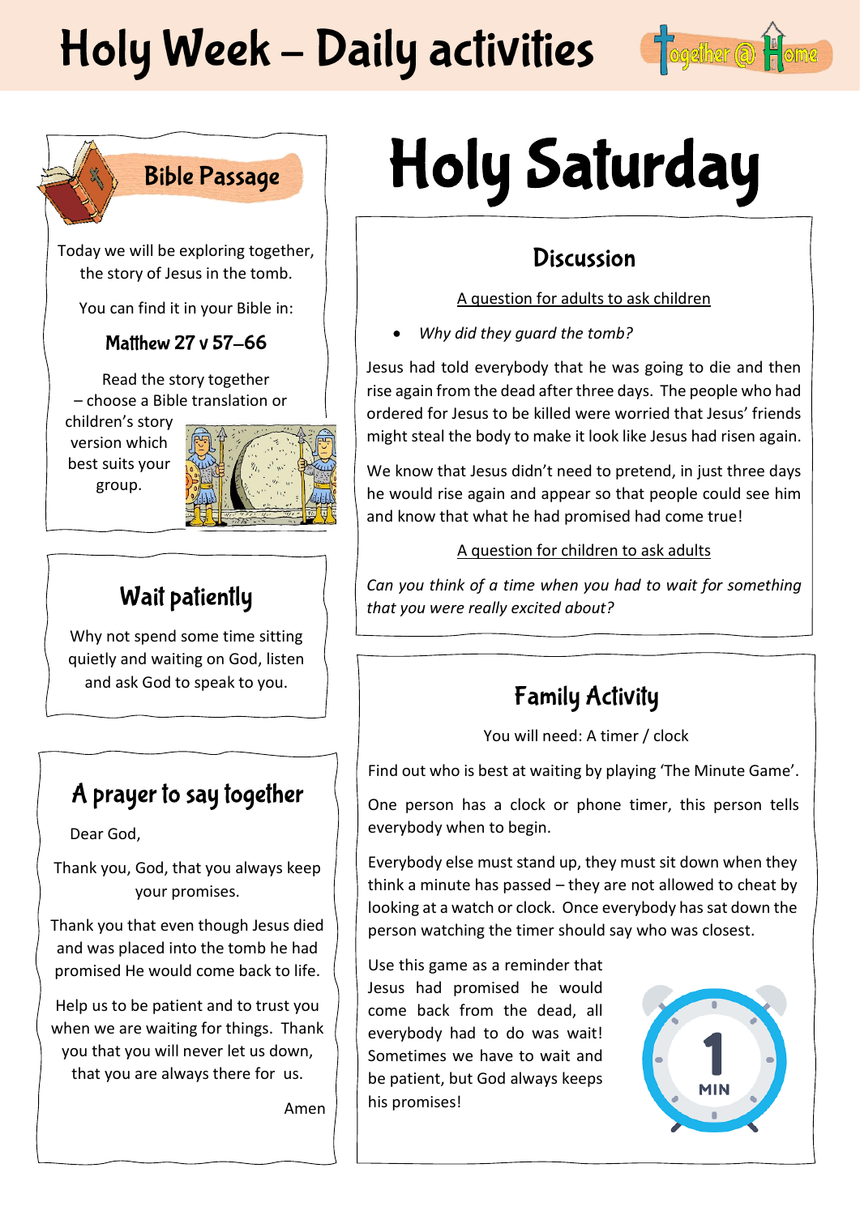# Holy Week – Daily activities

Together @ Home

# Holy Saturday

## Bible Passage

Today we will be exploring together, the story of Jesus in the tomb.

You can find it in your Bible in:

### Matthew 27 v 57–66

Read the story together – choose a Bible translation or children's story version which best suits your group.

## Wait patiently

Why not spend some time sitting quietly and waiting on God, listen and ask God to speak to you.

## A prayer to say together

Dear God,

Thank you, God, that you always keep your promises.

Thank you that even though Jesus died and was placed into the tomb he had promised He would come back to life.

Help us to be patient and to trust you when we are waiting for things. Thank you that you will never let us down, that you are always there for us.

Amen

## Discussion

A question for adults to ask children

- *Why did they guard the tomb?*

Jesus had told everybody that he was going to die and then rise again from the dead after three days. The people who had ordered for Jesus to be killed were worried that Jesus' friends might steal the body to make it look like Jesus had risen again.

We know that Jesus didn't need to pretend, in just three days he would rise again and appear so that people could see him and know that what he had promised had come true!

A question for children to ask adults

*Can you think of a time when you had to wait for something that you were really excited about?*

## Family Activity

You will need: A timer / clock

Find out who is best at waiting by playing 'The Minute Game'.

One person has a clock or phone timer, this person tells everybody when to begin.

Everybody else must stand up, they must sit down when they think a minute has passed – they are not allowed to cheat by looking at a watch or clock. Once everybody has sat down the person watching the timer should say who was closest.

Use this game as a reminder that Jesus had promised he would come back from the dead, all everybody had to do was wait! Sometimes we have to wait and be patient, but God always keeps his promises!